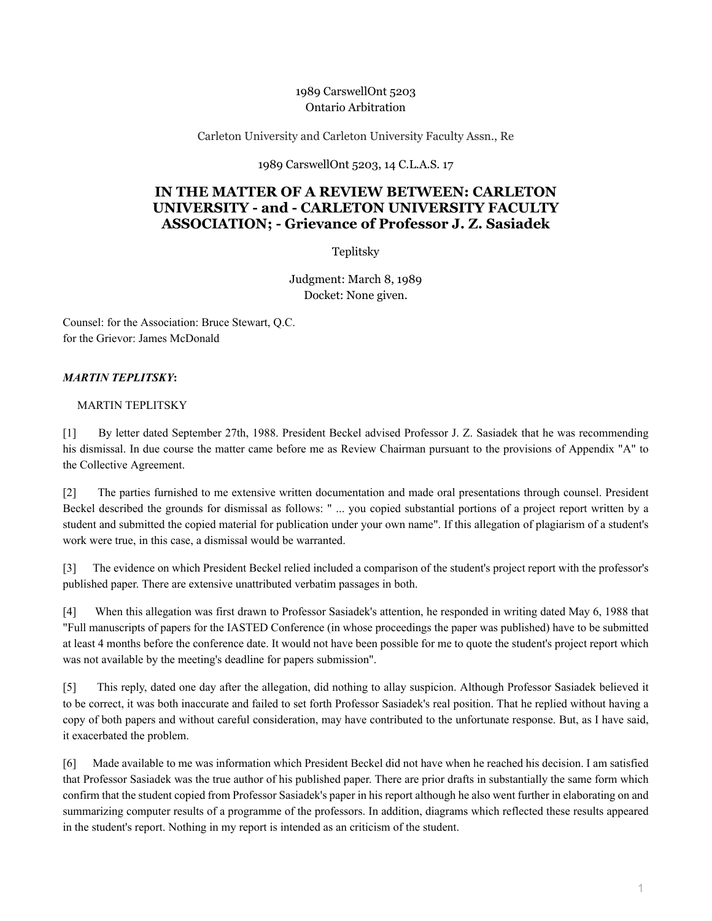1989 CarswellOnt 5203
Ontario Arbitration

Carleton University and Carleton University Faculty Assn., Re

1989 CarswellOnt 5203, 14 C.L.A.S. 17

# IN THE MATTER OF A REVIEW BETWEEN: CARLETON UNIVERSITY - and - CARLETON UNIVERSITY FACULTY ASSOCIATION; - Grievance of Professor J. Z. Sasiadek

Teplitsky

Judgment: March 8, 1989
Docket: None given.

Counsel: for the Association: Bruce Stewart, Q.C.
for the Grievor: James McDonald

***MARTIN TEPLITSKY*:**

MARTIN TEPLITSKY

[1] By letter dated September 27th, 1988. President Beckel advised Professor J. Z. Sasiadek that he was recommending his dismissal. In due course the matter came before me as Review Chairman pursuant to the provisions of Appendix "A" to the Collective Agreement.

[2] The parties furnished to me extensive written documentation and made oral presentations through counsel. President Beckel described the grounds for dismissal as follows: " ... you copied substantial portions of a project report written by a student and submitted the copied material for publication under your own name". If this allegation of plagiarism of a student's work were true, in this case, a dismissal would be warranted.

[3] The evidence on which President Beckel relied included a comparison of the student's project report with the professor's published paper. There are extensive unattributed verbatim passages in both.

[4] When this allegation was first drawn to Professor Sasiadek's attention, he responded in writing dated May 6, 1988 that "Full manuscripts of papers for the IASTED Conference (in whose proceedings the paper was published) have to be submitted at least 4 months before the conference date. It would not have been possible for me to quote the student's project report which was not available by the meeting's deadline for papers submission".

[5] This reply, dated one day after the allegation, did nothing to allay suspicion. Although Professor Sasiadek believed it to be correct, it was both inaccurate and failed to set forth Professor Sasiadek's real position. That he replied without having a copy of both papers and without careful consideration, may have contributed to the unfortunate response. But, as I have said, it exacerbated the problem.

[6] Made available to me was information which President Beckel did not have when he reached his decision. I am satisfied that Professor Sasiadek was the true author of his published paper. There are prior drafts in substantially the same form which confirm that the student copied from Professor Sasiadek's paper in his report although he also went further in elaborating on and summarizing computer results of a programme of the professors. In addition, diagrams which reflected these results appeared in the student's report. Nothing in my report is intended as an criticism of the student.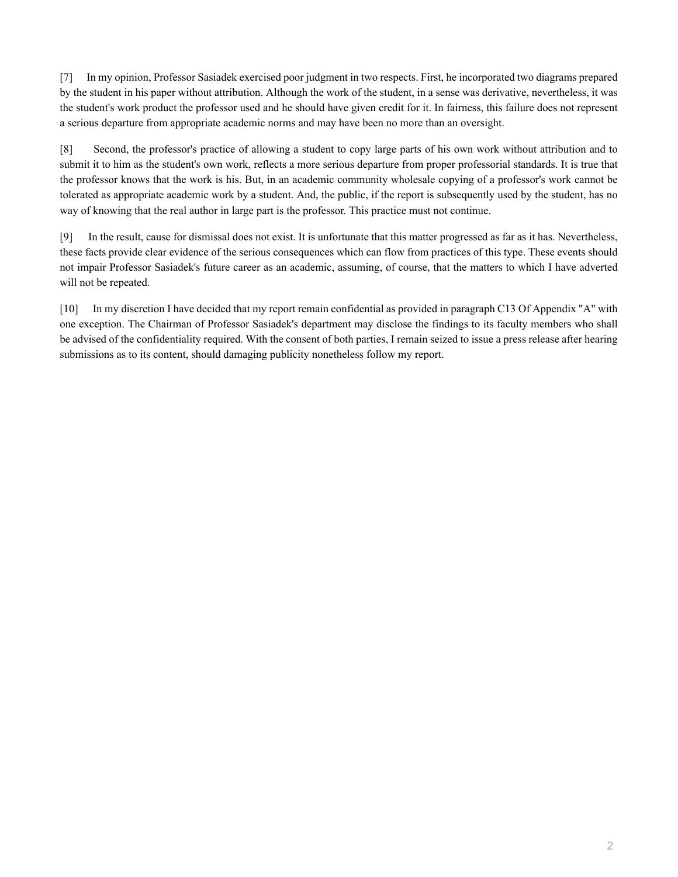[7] In my opinion, Professor Sasiadek exercised poor judgment in two respects. First, he incorporated two diagrams prepared by the student in his paper without attribution. Although the work of the student, in a sense was derivative, nevertheless, it was the student's work product the professor used and he should have given credit for it. In fairness, this failure does not represent a serious departure from appropriate academic norms and may have been no more than an oversight.

[8] Second, the professor's practice of allowing a student to copy large parts of his own work without attribution and to submit it to him as the student's own work, reflects a more serious departure from proper professorial standards. It is true that the professor knows that the work is his. But, in an academic community wholesale copying of a professor's work cannot be tolerated as appropriate academic work by a student. And, the public, if the report is subsequently used by the student, has no way of knowing that the real author in large part is the professor. This practice must not continue.

[9] In the result, cause for dismissal does not exist. It is unfortunate that this matter progressed as far as it has. Nevertheless, these facts provide clear evidence of the serious consequences which can flow from practices of this type. These events should not impair Professor Sasiadek's future career as an academic, assuming, of course, that the matters to which I have adverted will not be repeated.

[10] In my discretion I have decided that my report remain confidential as provided in paragraph C13 Of Appendix "A" with one exception. The Chairman of Professor Sasiadek's department may disclose the findings to its faculty members who shall be advised of the confidentiality required. With the consent of both parties, I remain seized to issue a press release after hearing submissions as to its content, should damaging publicity nonetheless follow my report.